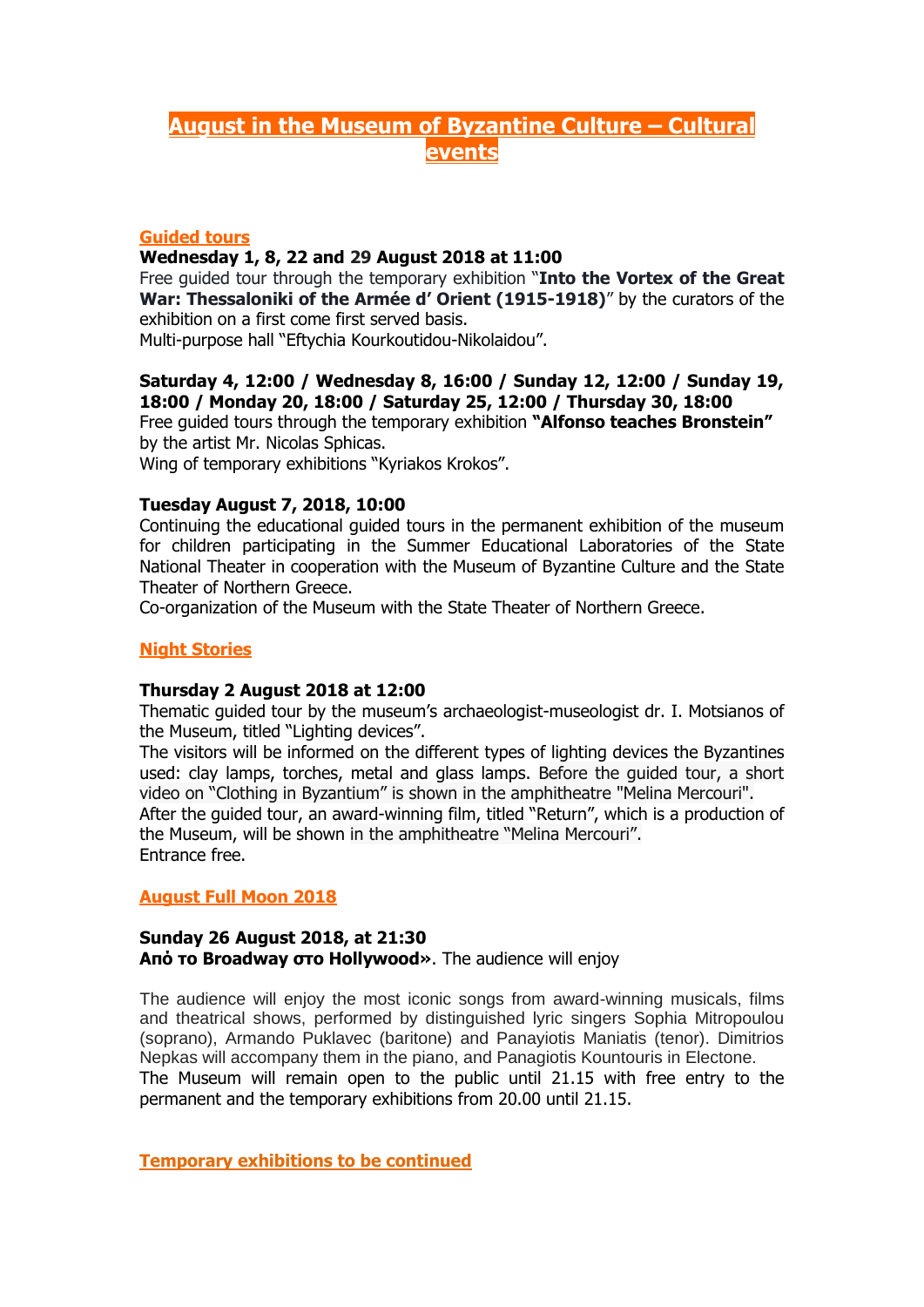# August in the Museum of Byzantine Culture – Cultural events

## Guided tours

**Wednesday 1, 8, 22 and 29 August 2018 at 11:00**

Free guided tour through the temporary exhibition "**Into the Vortex of the Great War: Thessaloniki of the Armée d' Orient (1915-1918)**" by the curators of the exhibition on a first come first served basis.
Multi-purpose hall "Eftychia Kourkoutidou-Nikolaidou".

**Saturday 4, 12:00 / Wednesday 8, 16:00 / Sunday 12, 12:00 / Sunday 19, 18:00 / Monday 20, 18:00 / Saturday 25, 12:00 / Thursday 30, 18:00**

Free guided tours through the temporary exhibition **"Alfonso teaches Bronstein"** by the artist Mr. Nicolas Sphicas.
Wing of temporary exhibitions "Kyriakos Krokos".

**Tuesday August 7, 2018, 10:00**

Continuing the educational guided tours in the permanent exhibition of the museum for children participating in the Summer Educational Laboratories of the State National Theater in cooperation with the Museum of Byzantine Culture and the State Theater of Northern Greece.
Co-organization of the Museum with the State Theater of Northern Greece.

## Night Stories

**Thursday 2 August 2018 at 12:00**

Thematic guided tour by the museum's archaeologist-museologist dr. I. Motsianos of the Museum, titled "Lighting devices".
The visitors will be informed on the different types of lighting devices the Byzantines used: clay lamps, torches, metal and glass lamps. Before the guided tour, a short video on "Clothing in Byzantium" is shown in the amphitheatre "Melina Mercouri".
After the guided tour, an award-winning film, titled "Return", which is a production of the Museum, will be shown in the amphitheatre "Melina Mercouri".
Entrance free.

## August Full Moon 2018

**Sunday 26 August 2018, at 21:30**
**Από το Broadway στο Hollywood»**. The audience will enjoy

The audience will enjoy the most iconic songs from award-winning musicals, films and theatrical shows, performed by distinguished lyric singers Sophia Mitropoulou (soprano), Armando Puklavec (baritone) and Panayiotis Maniatis (tenor). Dimitrios Nepkas will accompany them in the piano, and Panagiotis Kountouris in Electone.
The Museum will remain open to the public until 21.15 with free entry to the permanent and the temporary exhibitions from 20.00 until 21.15.

## Temporary exhibitions to be continued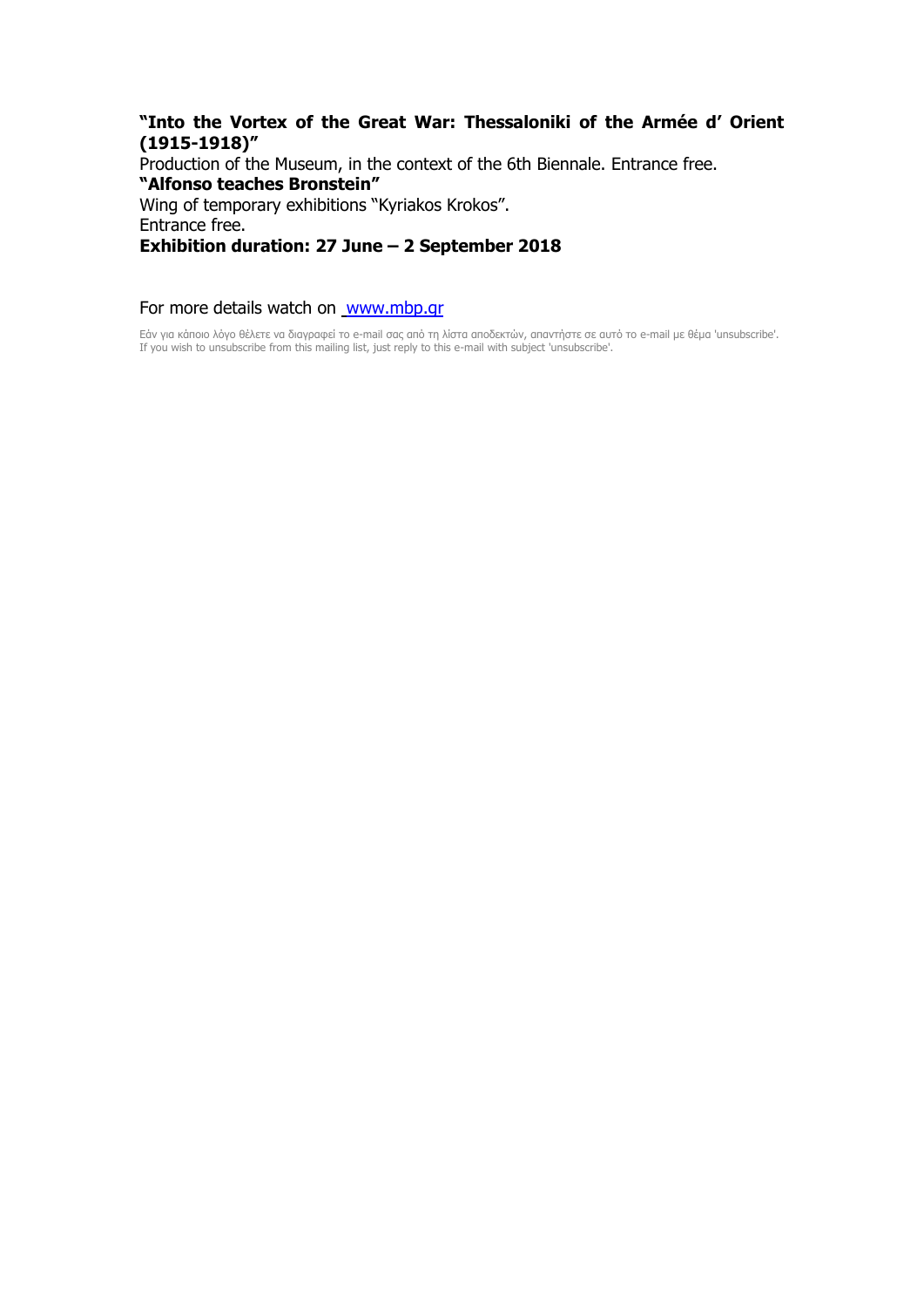**“Into the Vortex of the Great War: Thessaloniki of the Armée d’ Orient (1915-1918)”**

Production of the Museum, in the context of the 6th Biennale. Entrance free.

**“Alfonso teaches Bronstein”**

Wing of temporary exhibitions “Kyriakos Krokos”.
Entrance free.

**Exhibition duration: 27 June – 2 September 2018**

For more details watch on [www.mbp.gr](http://www.mbp.gr)

Εάν για κάποιο λόγο θέλετε να διαγραφεί το e-mail σας από τη λίστα αποδεκτών, απαντήστε σε αυτό το e-mail με θέμα 'unsubscribe'.
If you wish to unsubscribe from this mailing list, just reply to this e-mail with subject 'unsubscribe'.